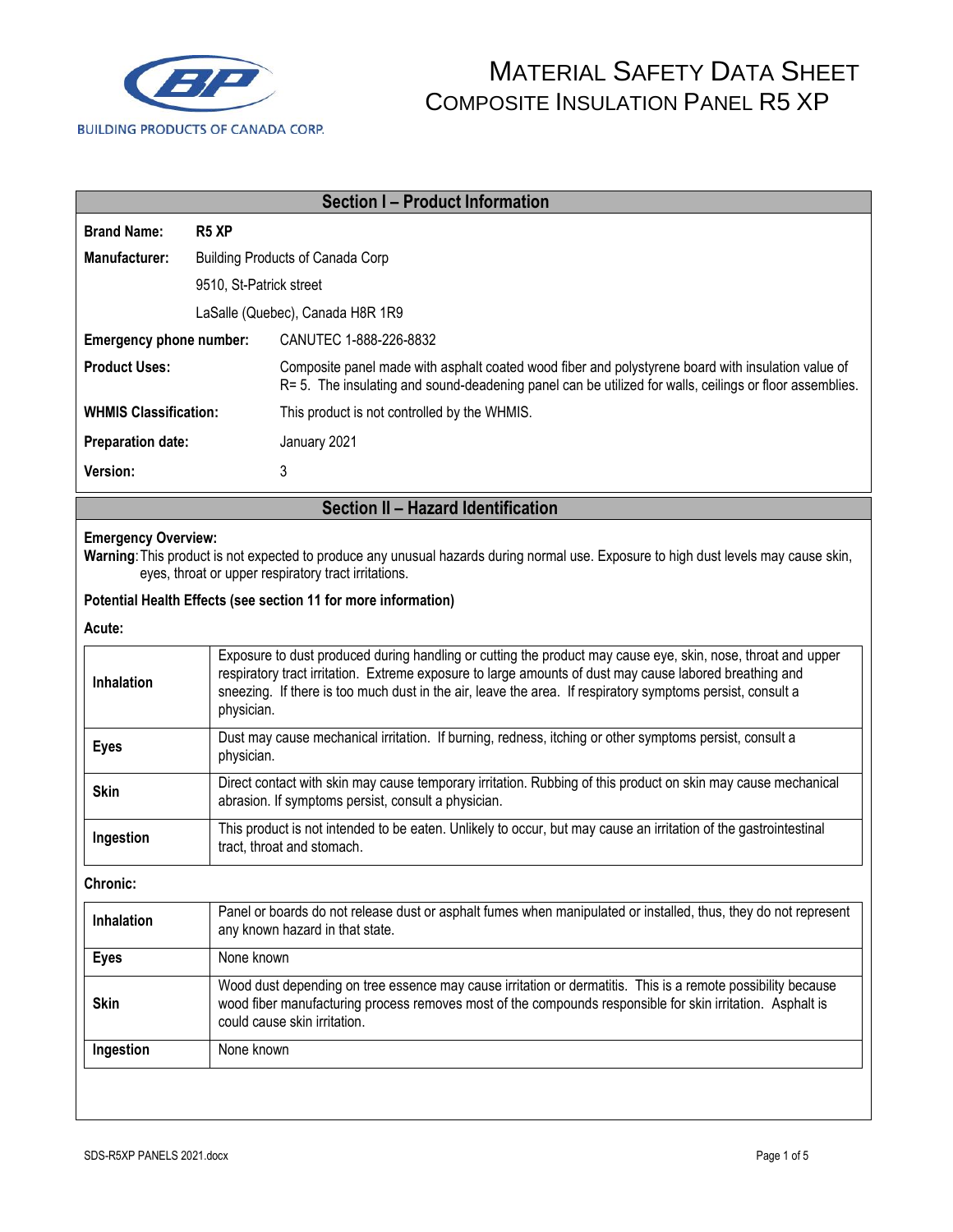# MATERIAL SAFETY DATA SHEET
## COMPOSITE INSULATION PANEL R5 XP

BUILDING PRODUCTS OF CANADA CORP.

## Section I – Product Information

**Brand Name:** R5 XP

**Manufacturer:** Building Products of Canada Corp
9510, St-Patrick street
LaSalle (Quebec), Canada H8R 1R9

**Emergency phone number:** CANUTEC 1-888-226-8832

**Product Uses:** Composite panel made with asphalt coated wood fiber and polystyrene board with insulation value of R= 5. The insulating and sound-deadening panel can be utilized for walls, ceilings or floor assemblies.

**WHMIS Classification:** This product is not controlled by the WHMIS.

**Preparation date:** January 2021

**Version:** 3

## Section II – Hazard Identification

**Emergency Overview:**
**Warning**: This product is not expected to produce any unusual hazards during normal use. Exposure to high dust levels may cause skin, eyes, throat or upper respiratory tract irritations.

**Potential Health Effects (see section 11 for more information)**

**Acute:**

| | |
|---|---|
| **Inhalation** | Exposure to dust produced during handling or cutting the product may cause eye, skin, nose, throat and upper respiratory tract irritation. Extreme exposure to large amounts of dust may cause labored breathing and sneezing. If there is too much dust in the air, leave the area. If respiratory symptoms persist, consult a physician. |
| **Eyes** | Dust may cause mechanical irritation. If burning, redness, itching or other symptoms persist, consult a physician. |
| **Skin** | Direct contact with skin may cause temporary irritation. Rubbing of this product on skin may cause mechanical abrasion. If symptoms persist, consult a physician. |
| **Ingestion** | This product is not intended to be eaten. Unlikely to occur, but may cause an irritation of the gastrointestinal tract, throat and stomach. |

**Chronic:**

| | |
|---|---|
| **Inhalation** | Panel or boards do not release dust or asphalt fumes when manipulated or installed, thus, they do not represent any known hazard in that state. |
| **Eyes** | None known |
| **Skin** | Wood dust depending on tree essence may cause irritation or dermatitis. This is a remote possibility because wood fiber manufacturing process removes most of the compounds responsible for skin irritation. Asphalt is could cause skin irritation. |
| **Ingestion** | None known |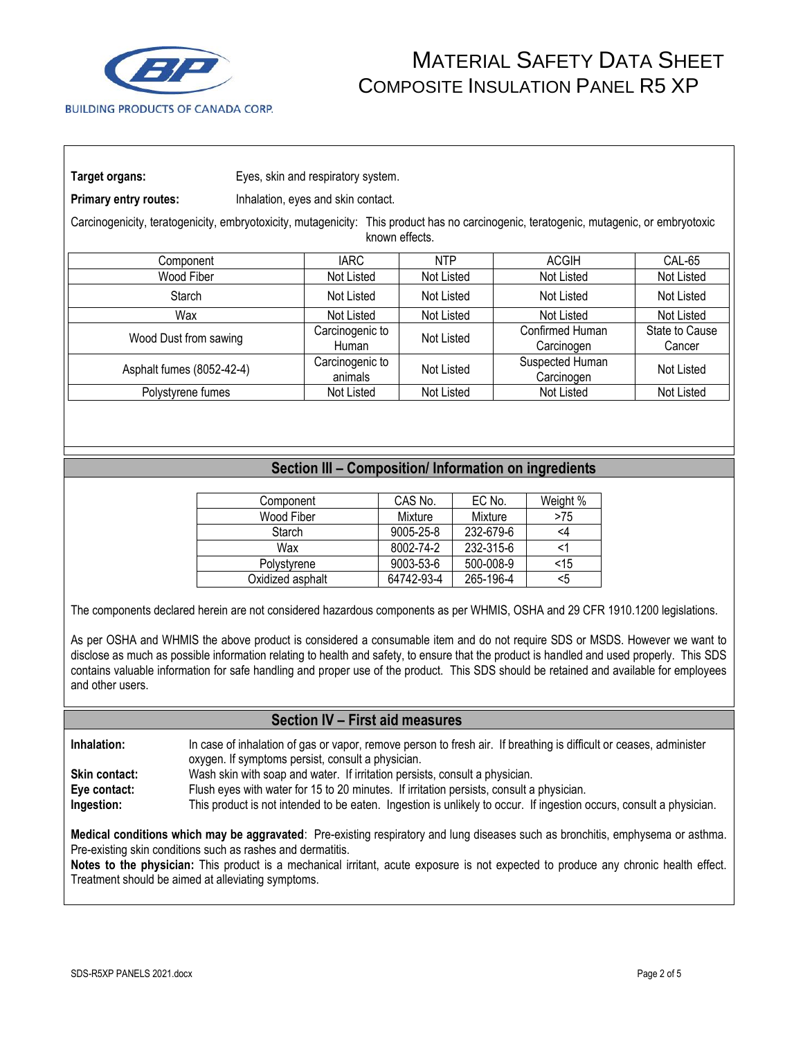**Target organs:** Eyes, skin and respiratory system.

**Primary entry routes:** Inhalation, eyes and skin contact.

Carcinogenicity, teratogenicity, embryotoxicity, mutagenicity: This product has no carcinogenic, teratogenic, mutagenic, or embryotoxic known effects.

| Component | IARC | NTP | ACGIH | CAL-65 |
|---|---|---|---|---|
| Wood Fiber | Not Listed | Not Listed | Not Listed | Not Listed |
| Starch | Not Listed | Not Listed | Not Listed | Not Listed |
| Wax | Not Listed | Not Listed | Not Listed | Not Listed |
| Wood Dust from sawing | Carcinogenic to Human | Not Listed | Confirmed Human Carcinogen | State to Cause Cancer |
| Asphalt fumes (8052-42-4) | Carcinogenic to animals | Not Listed | Suspected Human Carcinogen | Not Listed |
| Polystyrene fumes | Not Listed | Not Listed | Not Listed | Not Listed |

## Section III – Composition/ Information on ingredients

| Component | CAS No. | EC No. | Weight % |
|---|---|---|---|
| Wood Fiber | Mixture | Mixture | >75 |
| Starch | 9005-25-8 | 232-679-6 | <4 |
| Wax | 8002-74-2 | 232-315-6 | <1 |
| Polystyrene | 9003-53-6 | 500-008-9 | <15 |
| Oxidized asphalt | 64742-93-4 | 265-196-4 | <5 |

The components declared herein are not considered hazardous components as per WHMIS, OSHA and 29 CFR 1910.1200 legislations.

As per OSHA and WHMIS the above product is considered a consumable item and do not require SDS or MSDS. However we want to disclose as much as possible information relating to health and safety, to ensure that the product is handled and used properly. This SDS contains valuable information for safe handling and proper use of the product. This SDS should be retained and available for employees and other users.

## Section IV – First aid measures

**Inhalation:** In case of inhalation of gas or vapor, remove person to fresh air. If breathing is difficult or ceases, administer oxygen. If symptoms persist, consult a physician.

**Skin contact:** Wash skin with soap and water. If irritation persists, consult a physician.

**Eye contact:** Flush eyes with water for 15 to 20 minutes. If irritation persists, consult a physician.

**Ingestion:** This product is not intended to be eaten. Ingestion is unlikely to occur. If ingestion occurs, consult a physician.

**Medical conditions which may be aggravated**: Pre-existing respiratory and lung diseases such as bronchitis, emphysema or asthma. Pre-existing skin conditions such as rashes and dermatitis.

**Notes to the physician:** This product is a mechanical irritant, acute exposure is not expected to produce any chronic health effect. Treatment should be aimed at alleviating symptoms.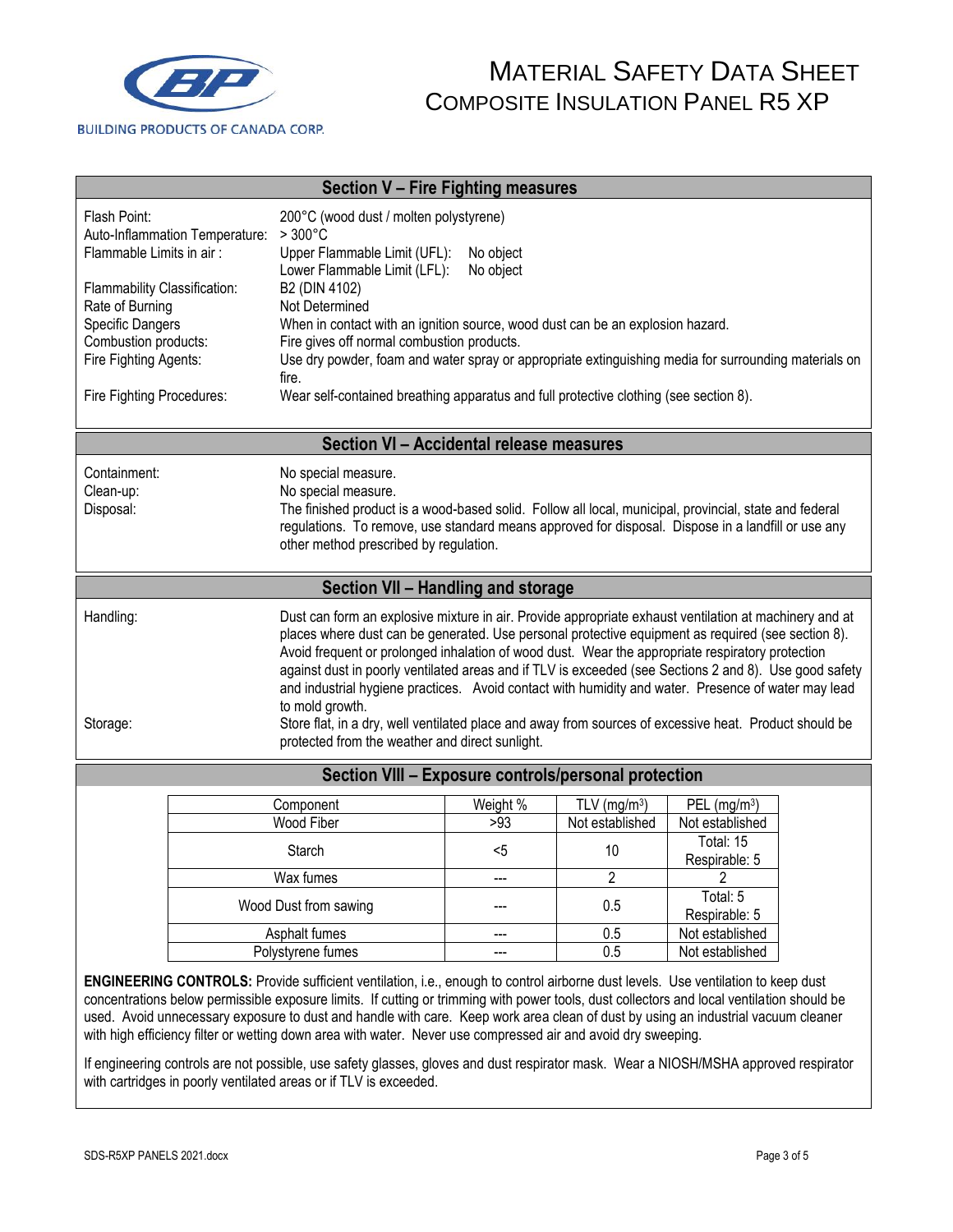## Section V – Fire Fighting measures

| | |
|---|---|
| Flash Point: | 200°C (wood dust / molten polystyrene) |
| Auto-Inflammation Temperature: | > 300°C |
| Flammable Limits in air : | Upper Flammable Limit (UFL): No object<br>Lower Flammable Limit (LFL): No object |
| Flammability Classification: | B2 (DIN 4102) |
| Rate of Burning | Not Determined |
| Specific Dangers | When in contact with an ignition source, wood dust can be an explosion hazard. |
| Combustion products: | Fire gives off normal combustion products. |
| Fire Fighting Agents: | Use dry powder, foam and water spray or appropriate extinguishing media for surrounding materials on fire. |
| Fire Fighting Procedures: | Wear self-contained breathing apparatus and full protective clothing (see section 8). |

## Section VI – Accidental release measures

| | |
|---|---|
| Containment: | No special measure. |
| Clean-up: | No special measure. |
| Disposal: | The finished product is a wood-based solid. Follow all local, municipal, provincial, state and federal regulations. To remove, use standard means approved for disposal. Dispose in a landfill or use any other method prescribed by regulation. |

## Section VII – Handling and storage

| | |
|---|---|
| Handling: | Dust can form an explosive mixture in air. Provide appropriate exhaust ventilation at machinery and at places where dust can be generated. Use personal protective equipment as required (see section 8). Avoid frequent or prolonged inhalation of wood dust. Wear the appropriate respiratory protection against dust in poorly ventilated areas and if TLV is exceeded (see Sections 2 and 8). Use good safety and industrial hygiene practices. Avoid contact with humidity and water. Presence of water may lead to mold growth. |
| Storage: | Store flat, in a dry, well ventilated place and away from sources of excessive heat. Product should be protected from the weather and direct sunlight. |

## Section VIII – Exposure controls/personal protection

| Component | Weight % | TLV (mg/m$^3$) | PEL (mg/m$^3$) |
|---|---|---|---|
| Wood Fiber | >93 | Not established | Not established |
| Starch | <5 | 10 | Total: 15<br>Respirable: 5 |
| Wax fumes | --- | 2 | 2 |
| Wood Dust from sawing | --- | 0.5 | Total: 5<br>Respirable: 5 |
| Asphalt fumes | --- | 0.5 | Not established |
| Polystyrene fumes | --- | 0.5 | Not established |

**ENGINEERING CONTROLS:** Provide sufficient ventilation, i.e., enough to control airborne dust levels. Use ventilation to keep dust concentrations below permissible exposure limits. If cutting or trimming with power tools, dust collectors and local ventilation should be used. Avoid unnecessary exposure to dust and handle with care. Keep work area clean of dust by using an industrial vacuum cleaner with high efficiency filter or wetting down area with water. Never use compressed air and avoid dry sweeping.

If engineering controls are not possible, use safety glasses, gloves and dust respirator mask. Wear a NIOSH/MSHA approved respirator with cartridges in poorly ventilated areas or if TLV is exceeded.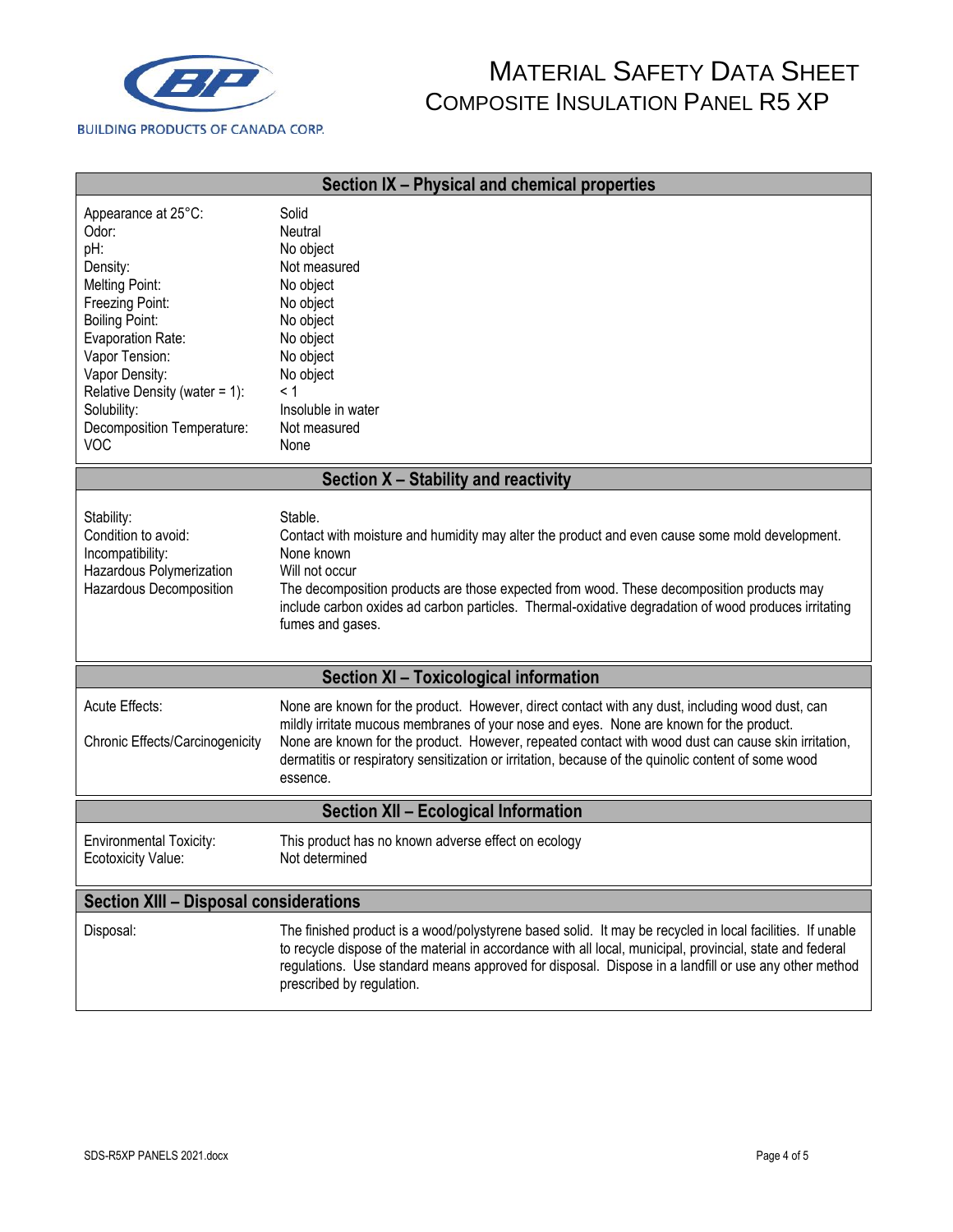## Section IX – Physical and chemical properties

| | |
|---|---|
| Appearance at 25°C: | Solid |
| Odor: | Neutral |
| pH: | No object |
| Density: | Not measured |
| Melting Point: | No object |
| Freezing Point: | No object |
| Boiling Point: | No object |
| Evaporation Rate: | No object |
| Vapor Tension: | No object |
| Vapor Density: | No object |
| Relative Density (water = 1): | < 1 |
| Solubility: | Insoluble in water |
| Decomposition Temperature: | Not measured |
| VOC | None |

## Section X – Stability and reactivity

| | |
|---|---|
| Stability: | Stable. |
| Condition to avoid: | Contact with moisture and humidity may alter the product and even cause some mold development. |
| Incompatibility: | None known |
| Hazardous Polymerization | Will not occur |
| Hazardous Decomposition | The decomposition products are those expected from wood. These decomposition products may include carbon oxides ad carbon particles. Thermal-oxidative degradation of wood produces irritating fumes and gases. |

## Section XI – Toxicological information

| | |
|---|---|
| Acute Effects: | None are known for the product. However, direct contact with any dust, including wood dust, can mildly irritate mucous membranes of your nose and eyes. None are known for the product. |
| Chronic Effects/Carcinogenicity | None are known for the product. However, repeated contact with wood dust can cause skin irritation, dermatitis or respiratory sensitization or irritation, because of the quinolic content of some wood essence. |

## Section XII – Ecological Information

| | |
|---|---|
| Environmental Toxicity: | This product has no known adverse effect on ecology |
| Ecotoxicity Value: | Not determined |

## Section XIII – Disposal considerations

| | |
|---|---|
| Disposal: | The finished product is a wood/polystyrene based solid. It may be recycled in local facilities. If unable to recycle dispose of the material in accordance with all local, municipal, provincial, state and federal regulations. Use standard means approved for disposal. Dispose in a landfill or use any other method prescribed by regulation. |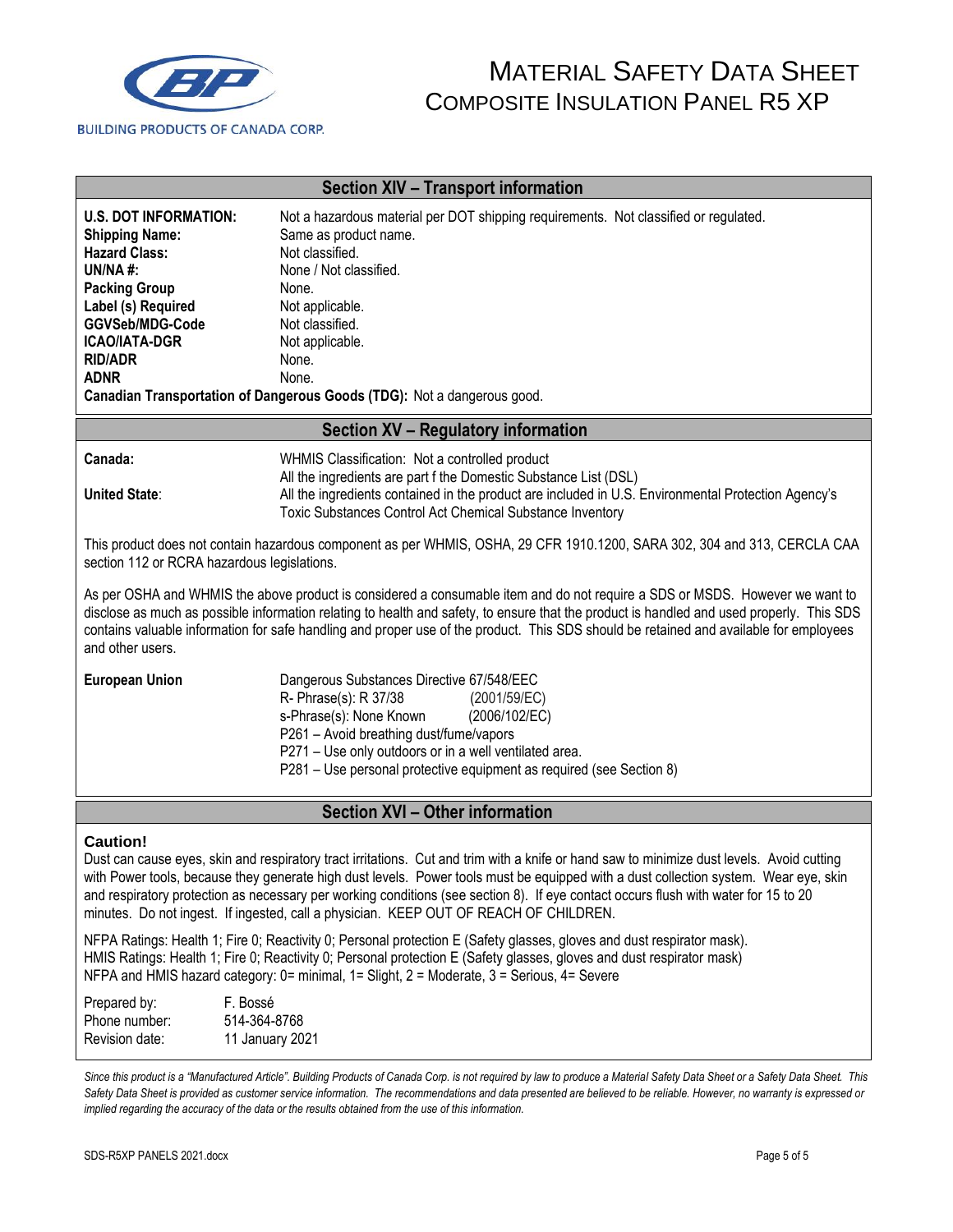## Section XIV – Transport information

| | |
|---|---|
| **U.S. DOT INFORMATION:** | Not a hazardous material per DOT shipping requirements. Not classified or regulated. |
| **Shipping Name:** | Same as product name. |
| **Hazard Class:** | Not classified. |
| **UN/NA #:** | None / Not classified. |
| **Packing Group** | None. |
| **Label (s) Required** | Not applicable. |
| **GGVSeb/MDG-Code** | Not classified. |
| **ICAO/IATA-DGR** | Not applicable. |
| **RID/ADR** | None. |
| **ADNR** | None. |

**Canadian Transportation of Dangerous Goods (TDG):** Not a dangerous good.

## Section XV – Regulatory information

| | |
|---|---|
| **Canada:** | WHMIS Classification: Not a controlled product<br>All the ingredients are part f the Domestic Substance List (DSL) |
| **United State:** | All the ingredients contained in the product are included in U.S. Environmental Protection Agency's Toxic Substances Control Act Chemical Substance Inventory |

This product does not contain hazardous component as per WHMIS, OSHA, 29 CFR 1910.1200, SARA 302, 304 and 313, CERCLA CAA section 112 or RCRA hazardous legislations.

As per OSHA and WHMIS the above product is considered a consumable item and do not require a SDS or MSDS. However we want to disclose as much as possible information relating to health and safety, to ensure that the product is handled and used properly. This SDS contains valuable information for safe handling and proper use of the product. This SDS should be retained and available for employees and other users.

**European Union**

Dangerous Substances Directive 67/548/EEC
R- Phrase(s): R 37/38 (2001/59/EC)
s-Phrase(s): None Known (2006/102/EC)
P261 – Avoid breathing dust/fume/vapors
P271 – Use only outdoors or in a well ventilated area.
P281 – Use personal protective equipment as required (see Section 8)

## Section XVI – Other information

**Caution!**

Dust can cause eyes, skin and respiratory tract irritations. Cut and trim with a knife or hand saw to minimize dust levels. Avoid cutting with Power tools, because they generate high dust levels. Power tools must be equipped with a dust collection system. Wear eye, skin and respiratory protection as necessary per working conditions (see section 8). If eye contact occurs flush with water for 15 to 20 minutes. Do not ingest. If ingested, call a physician. KEEP OUT OF REACH OF CHILDREN.

NFPA Ratings: Health 1; Fire 0; Reactivity 0; Personal protection E (Safety glasses, gloves and dust respirator mask).
HMIS Ratings: Health 1; Fire 0; Reactivity 0; Personal protection E (Safety glasses, gloves and dust respirator mask)
NFPA and HMIS hazard category: 0= minimal, 1= Slight, 2 = Moderate, 3 = Serious, 4= Severe

| | |
|---|---|
| Prepared by: | F. Bossé |
| Phone number: | 514-364-8768 |
| Revision date: | 11 January 2021 |

*Since this product is a "Manufactured Article". Building Products of Canada Corp. is not required by law to produce a Material Safety Data Sheet or a Safety Data Sheet. This Safety Data Sheet is provided as customer service information. The recommendations and data presented are believed to be reliable. However, no warranty is expressed or implied regarding the accuracy of the data or the results obtained from the use of this information.*